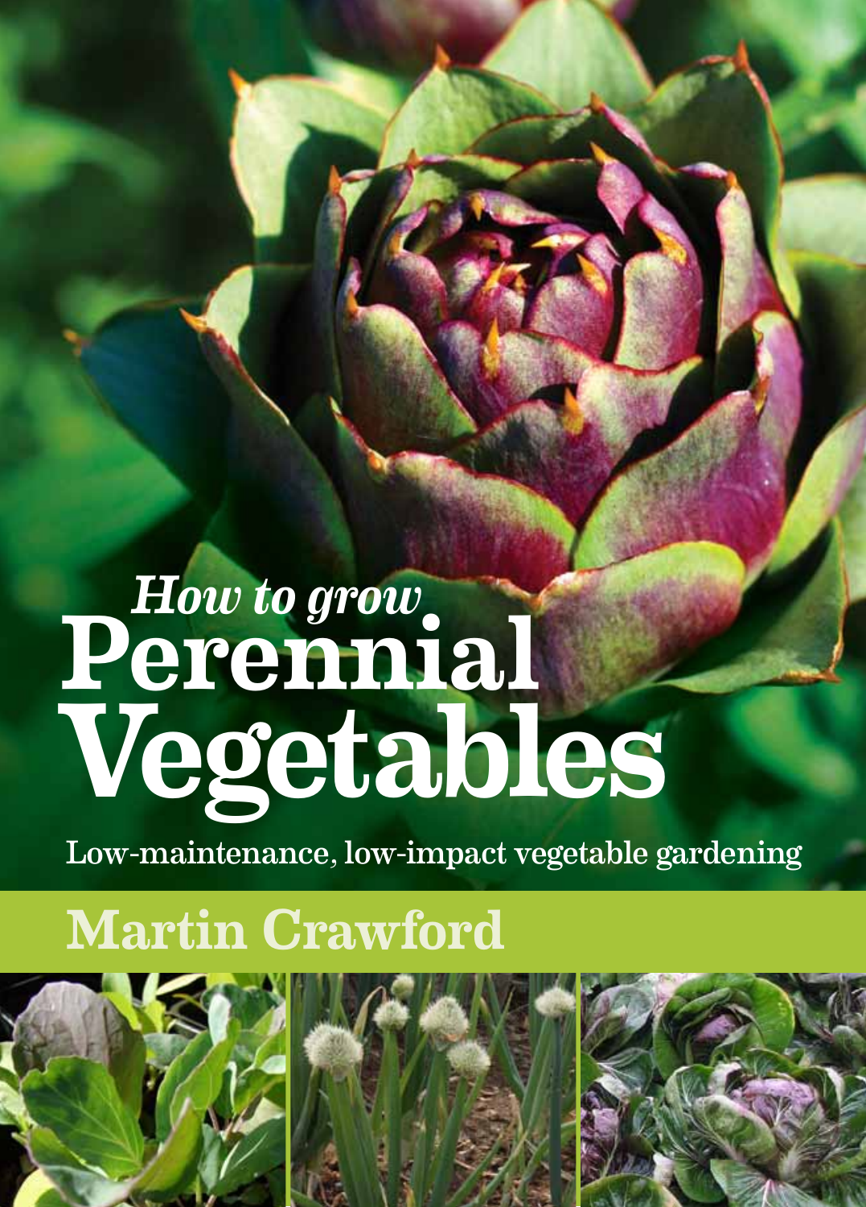*How to grow*

# Perennial Vegetables

Low-maintenance, low-impact vegetable gardening

## Martin Crawford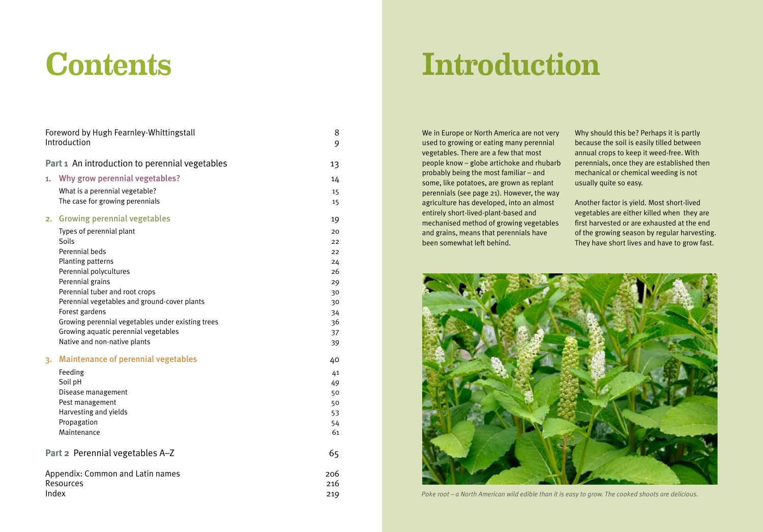# Contents

| | |
|---|---|
| Foreword by Hugh Fearnley-Whittingstall | 8 |
| Introduction | 9 |
| **Part 1** An introduction to perennial vegetables | 13 |
| **1. Why grow perennial vegetables?** | 14 |
| What is a perennial vegetable? | 15 |
| The case for growing perennials | 15 |
| **2. Growing perennial vegetables** | 19 |
| Types of perennial plant | 20 |
| Soils | 22 |
| Perennial beds | 22 |
| Planting patterns | 24 |
| Perennial polycultures | 26 |
| Perennial grains | 29 |
| Perennial tuber and root crops | 30 |
| Perennial vegetables and ground-cover plants | 30 |
| Forest gardens | 34 |
| Growing perennial vegetables under existing trees | 36 |
| Growing aquatic perennial vegetables | 37 |
| Native and non-native plants | 39 |
| **3. Maintenance of perennial vegetables** | 40 |
| Feeding | 41 |
| Soil pH | 49 |
| Disease management | 50 |
| Pest management | 50 |
| Harvesting and yields | 53 |
| Propagation | 54 |
| Maintenance | 61 |
| **Part 2** Perennial vegetables A–Z | 65 |
| Appendix: Common and Latin names | 206 |
| Resources | 216 |
| Index | 219 |

# Introduction

We in Europe or North America are not very used to growing or eating many perennial vegetables. There are a few that most people know – globe artichoke and rhubarb probably being the most familiar – and some, like potatoes, are grown as replant perennials (see page 21). However, the way agriculture has developed, into an almost entirely short-lived-plant-based and mechanised method of growing vegetables and grains, means that perennials have been somewhat left behind.

Why should this be? Perhaps it is partly because the soil is easily tilled between annual crops to keep it weed-free. With perennials, once they are established then mechanical or chemical weeding is not usually quite so easy.

Another factor is yield. Most short-lived vegetables are either killed when they are first harvested or are exhausted at the end of the growing season by regular harvesting. They have short lives and have to grow fast.

*Poke root – a North American wild edible than it is easy to grow. The cooked shoots are delicious.*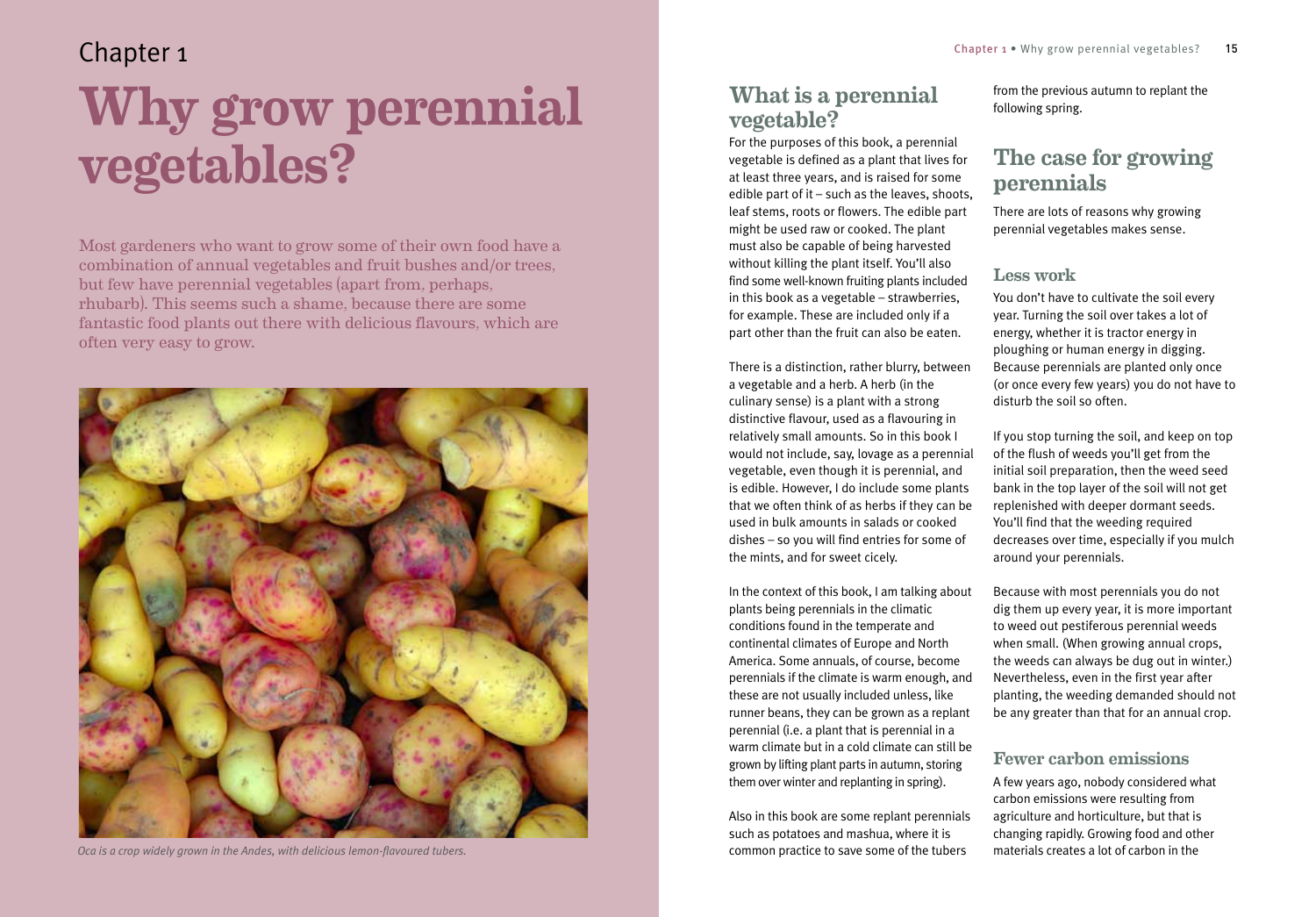# Chapter 1

# Why grow perennial vegetables?

Most gardeners who want to grow some of their own food have a combination of annual vegetables and fruit bushes and/or trees, but few have perennial vegetables (apart from, perhaps, rhubarb). This seems such a shame, because there are some fantastic food plants out there with delicious flavours, which are often very easy to grow.

*Oca is a crop widely grown in the Andes, with delicious lemon-flavoured tubers.*

## What is a perennial vegetable?

For the purposes of this book, a perennial vegetable is defined as a plant that lives for at least three years, and is raised for some edible part of it – such as the leaves, shoots, leaf stems, roots or flowers. The edible part might be used raw or cooked. The plant must also be capable of being harvested without killing the plant itself. You'll also find some well-known fruiting plants included in this book as a vegetable – strawberries, for example. These are included only if a part other than the fruit can also be eaten.

There is a distinction, rather blurry, between a vegetable and a herb. A herb (in the culinary sense) is a plant with a strong distinctive flavour, used as a flavouring in relatively small amounts. So in this book I would not include, say, lovage as a perennial vegetable, even though it is perennial, and is edible. However, I do include some plants that we often think of as herbs if they can be used in bulk amounts in salads or cooked dishes – so you will find entries for some of the mints, and for sweet cicely.

In the context of this book, I am talking about plants being perennials in the climatic conditions found in the temperate and continental climates of Europe and North America. Some annuals, of course, become perennials if the climate is warm enough, and these are not usually included unless, like runner beans, they can be grown as a replant perennial (i.e. a plant that is perennial in a warm climate but in a cold climate can still be grown by lifting plant parts in autumn, storing them over winter and replanting in spring).

Also in this book are some replant perennials such as potatoes and mashua, where it is common practice to save some of the tubers from the previous autumn to replant the following spring.

## The case for growing perennials

There are lots of reasons why growing perennial vegetables makes sense.

### Less work

You don't have to cultivate the soil every year. Turning the soil over takes a lot of energy, whether it is tractor energy in ploughing or human energy in digging. Because perennials are planted only once (or once every few years) you do not have to disturb the soil so often.

If you stop turning the soil, and keep on top of the flush of weeds you'll get from the initial soil preparation, then the weed seed bank in the top layer of the soil will not get replenished with deeper dormant seeds. You'll find that the weeding required decreases over time, especially if you mulch around your perennials.

Because with most perennials you do not dig them up every year, it is more important to weed out pestiferous perennial weeds when small. (When growing annual crops, the weeds can always be dug out in winter.) Nevertheless, even in the first year after planting, the weeding demanded should not be any greater than that for an annual crop.

### Fewer carbon emissions

A few years ago, nobody considered what carbon emissions were resulting from agriculture and horticulture, but that is changing rapidly. Growing food and other materials creates a lot of carbon in the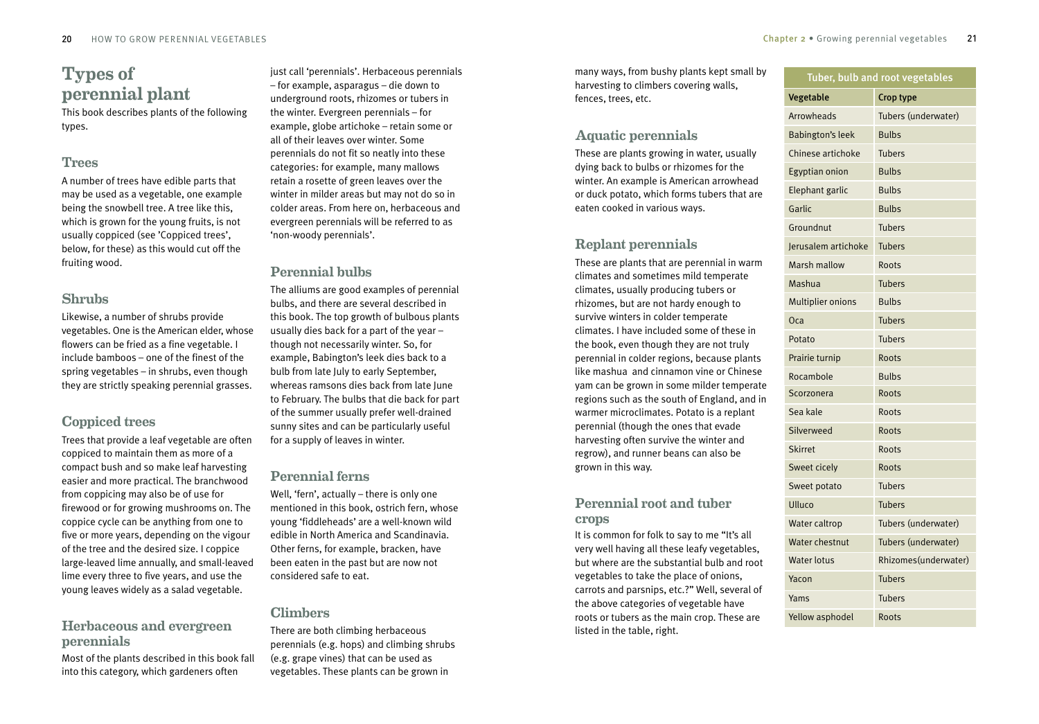# Types of perennial plant

This book describes plants of the following types.

## Trees

A number of trees have edible parts that may be used as a vegetable, one example being the snowbell tree. A tree like this, which is grown for the young fruits, is not usually coppiced (see 'Coppiced trees', below, for these) as this would cut off the fruiting wood.

## Shrubs

Likewise, a number of shrubs provide vegetables. One is the American elder, whose flowers can be fried as a fine vegetable. I include bamboos – one of the finest of the spring vegetables – in shrubs, even though they are strictly speaking perennial grasses.

## Coppiced trees

Trees that provide a leaf vegetable are often coppiced to maintain them as more of a compact bush and so make leaf harvesting easier and more practical. The branchwood from coppicing may also be of use for firewood or for growing mushrooms on. The coppice cycle can be anything from one to five or more years, depending on the vigour of the tree and the desired size. I coppice large-leaved lime annually, and small-leaved lime every three to five years, and use the young leaves widely as a salad vegetable.

## Herbaceous and evergreen perennials

Most of the plants described in this book fall into this category, which gardeners often just call 'perennials'. Herbaceous perennials – for example, asparagus – die down to underground roots, rhizomes or tubers in the winter. Evergreen perennials – for example, globe artichoke – retain some or all of their leaves over winter. Some perennials do not fit so neatly into these categories: for example, many mallows retain a rosette of green leaves over the winter in milder areas but may not do so in colder areas. From here on, herbaceous and evergreen perennials will be referred to as 'non-woody perennials'.

## Perennial bulbs

The alliums are good examples of perennial bulbs, and there are several described in this book. The top growth of bulbous plants usually dies back for a part of the year – though not necessarily winter. So, for example, Babington's leek dies back to a bulb from late July to early September, whereas ramsons dies back from late June to February. The bulbs that die back for part of the summer usually prefer well-drained sunny sites and can be particularly useful for a supply of leaves in winter.

## Perennial ferns

Well, 'fern', actually – there is only one mentioned in this book, ostrich fern, whose young 'fiddleheads' are a well-known wild edible in North America and Scandinavia. Other ferns, for example, bracken, have been eaten in the past but are now not considered safe to eat.

## Climbers

There are both climbing herbaceous perennials (e.g. hops) and climbing shrubs (e.g. grape vines) that can be used as vegetables. These plants can be grown in many ways, from bushy plants kept small by harvesting to climbers covering walls, fences, trees, etc.

## Aquatic perennials

These are plants growing in water, usually dying back to bulbs or rhizomes for the winter. An example is American arrowhead or duck potato, which forms tubers that are eaten cooked in various ways.

## Replant perennials

These are plants that are perennial in warm climates and sometimes mild temperate climates, usually producing tubers or rhizomes, but are not hardy enough to survive winters in colder temperate climates. I have included some of these in the book, even though they are not truly perennial in colder regions, because plants like mashua and cinnamon vine or Chinese yam can be grown in some milder temperate regions such as the south of England, and in warmer microclimates. Potato is a replant perennial (though the ones that evade harvesting often survive the winter and regrow), and runner beans can also be grown in this way.

## Perennial root and tuber crops

It is common for folk to say to me "It's all very well having all these leafy vegetables, but where are the substantial bulb and root vegetables to take the place of onions, carrots and parsnips, etc.?" Well, several of the above categories of vegetable have roots or tubers as the main crop. These are listed in the table, right.

**Tuber, bulb and root vegetables**

| Vegetable | Crop type |
|---|---|
| Arrowheads | Tubers (underwater) |
| Babington's leek | Bulbs |
| Chinese artichoke | Tubers |
| Egyptian onion | Bulbs |
| Elephant garlic | Bulbs |
| Garlic | Bulbs |
| Groundnut | Tubers |
| Jerusalem artichoke | Tubers |
| Marsh mallow | Roots |
| Mashua | Tubers |
| Multiplier onions | Bulbs |
| Oca | Tubers |
| Potato | Tubers |
| Prairie turnip | Roots |
| Rocambole | Bulbs |
| Scorzonera | Roots |
| Sea kale | Roots |
| Silverweed | Roots |
| Skirret | Roots |
| Sweet cicely | Roots |
| Sweet potato | Tubers |
| Ulluco | Tubers |
| Water caltrop | Tubers (underwater) |
| Water chestnut | Tubers (underwater) |
| Water lotus | Rhizomes(underwater) |
| Yacon | Tubers |
| Yams | Tubers |
| Yellow asphodel | Roots |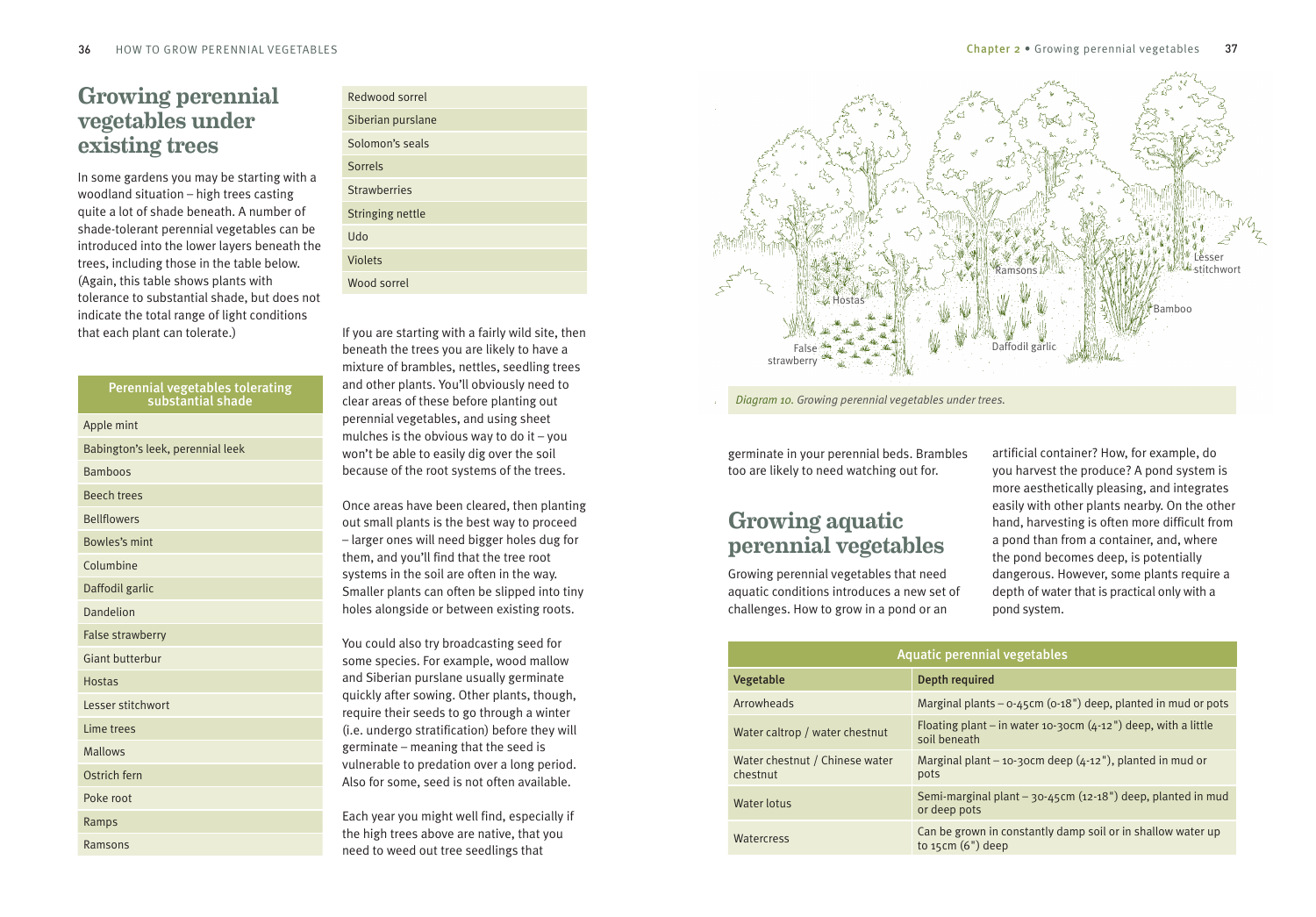## Growing perennial vegetables under existing trees

In some gardens you may be starting with a woodland situation – high trees casting quite a lot of shade beneath. A number of shade-tolerant perennial vegetables can be introduced into the lower layers beneath the trees, including those in the table below. (Again, this table shows plants with tolerance to substantial shade, but does not indicate the total range of light conditions that each plant can tolerate.)

| Perennial vegetables tolerating substantial shade |
|---|
| Apple mint |
| Babington's leek, perennial leek |
| Bamboos |
| Beech trees |
| Bellflowers |
| Bowles's mint |
| Columbine |
| Daffodil garlic |
| Dandelion |
| False strawberry |
| Giant butterbur |
| Hostas |
| Lesser stitchwort |
| Lime trees |
| Mallows |
| Ostrich fern |
| Poke root |
| Ramps |
| Ramsons |
| Redwood sorrel |
| Siberian purslane |
| Solomon's seals |
| Sorrels |
| Strawberries |
| Stringing nettle |
| Udo |
| Violets |
| Wood sorrel |

If you are starting with a fairly wild site, then beneath the trees you are likely to have a mixture of brambles, nettles, seedling trees and other plants. You'll obviously need to clear areas of these before planting out perennial vegetables, and using sheet mulches is the obvious way to do it – you won't be able to easily dig over the soil because of the root systems of the trees.

Once areas have been cleared, then planting out small plants is the best way to proceed – larger ones will need bigger holes dug for them, and you'll find that the tree root systems in the soil are often in the way. Smaller plants can often be slipped into tiny holes alongside or between existing roots.

You could also try broadcasting seed for some species. For example, wood mallow and Siberian purslane usually germinate quickly after sowing. Other plants, though, require their seeds to go through a winter (i.e. undergo stratification) before they will germinate – meaning that the seed is vulnerable to predation over a long period. Also for some, seed is not often available.

Each year you might well find, especially if the high trees above are native, that you need to weed out tree seedlings that germinate in your perennial beds. Brambles too are likely to need watching out for.

*Diagram 10. Growing perennial vegetables under trees.*

## Growing aquatic perennial vegetables

Growing perennial vegetables that need aquatic conditions introduces a new set of challenges. How to grow in a pond or an artificial container? How, for example, do you harvest the produce? A pond system is more aesthetically pleasing, and integrates easily with other plants nearby. On the other hand, harvesting is often more difficult from a pond than from a container, and, where the pond becomes deep, is potentially dangerous. However, some plants require a depth of water that is practical only with a pond system.

| Aquatic perennial vegetables | |
|---|---|
| **Vegetable** | **Depth required** |
| Arrowheads | Marginal plants – 0-45cm (0-18") deep, planted in mud or pots |
| Water caltrop / water chestnut | Floating plant – in water 10-30cm (4-12") deep, with a little soil beneath |
| Water chestnut / Chinese water chestnut | Marginal plant – 10-30cm deep (4-12"), planted in mud or pots |
| Water lotus | Semi-marginal plant – 30-45cm (12-18") deep, planted in mud or deep pots |
| Watercress | Can be grown in constantly damp soil or in shallow water up to 15cm (6") deep |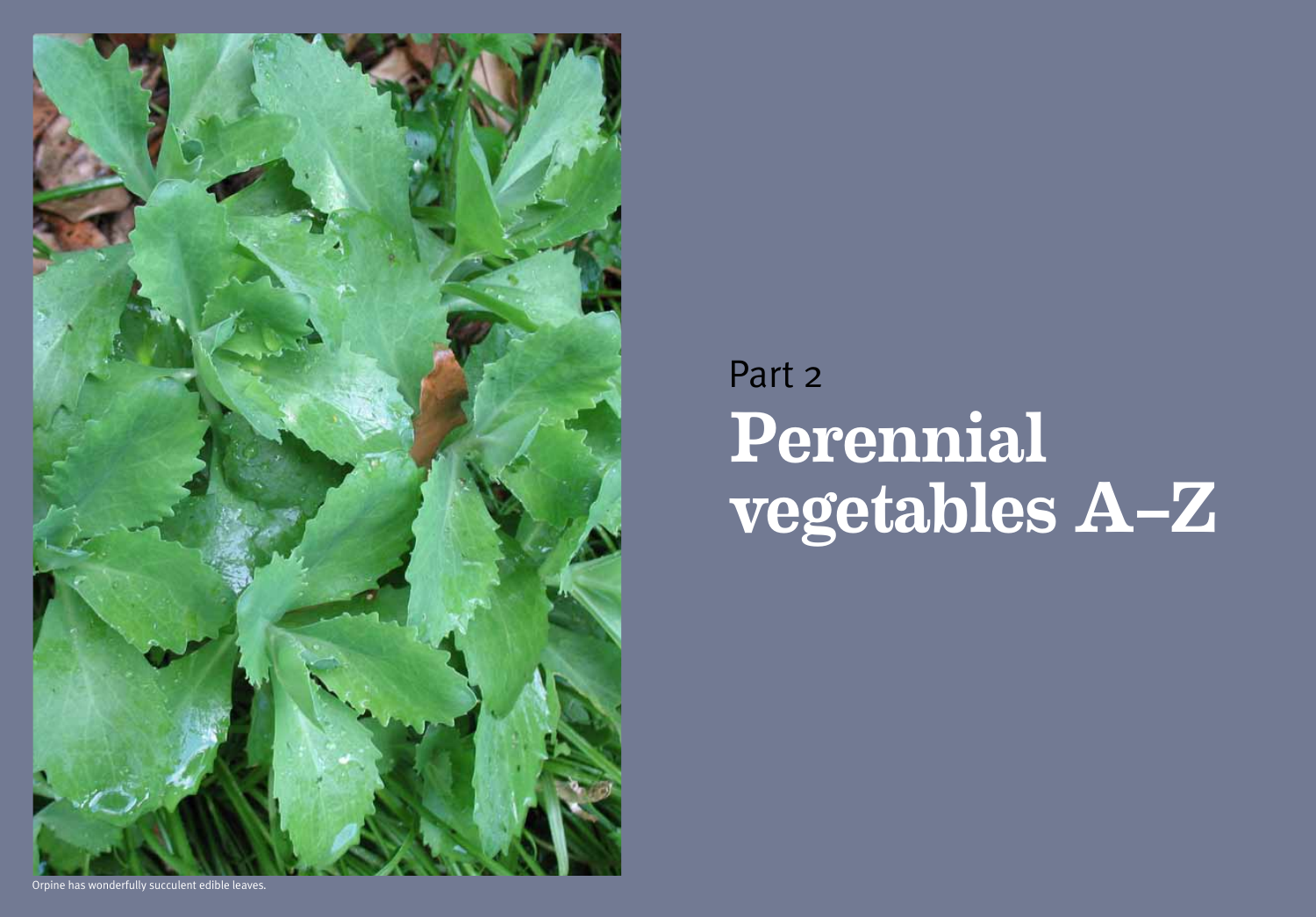Orpine has wonderfully succulent edible leaves.

Part 2

# Perennial vegetables A–Z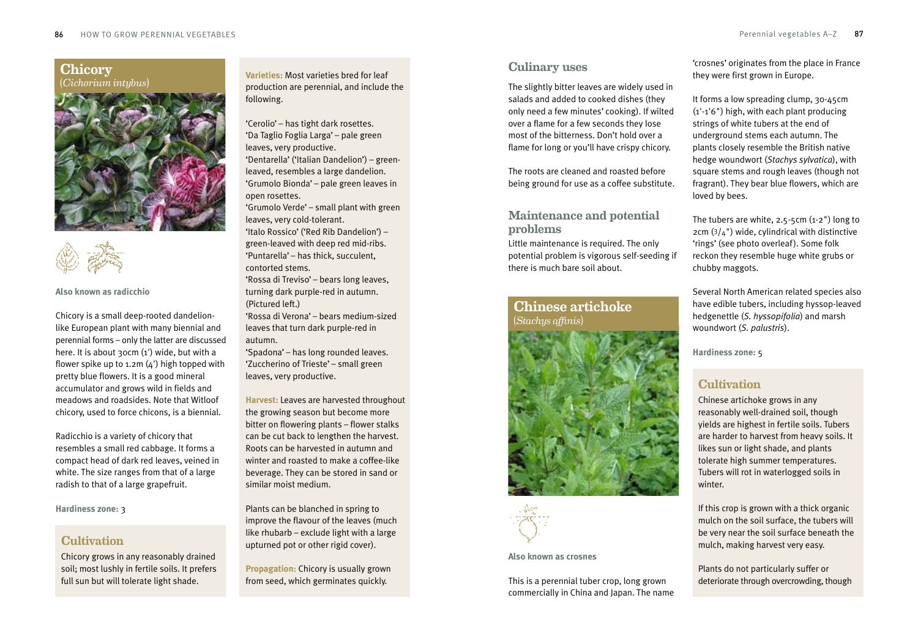## Chicory
(*Cichorium intybus*)

**Also known as radicchio**

Chicory is a small deep-rooted dandelion-like European plant with many biennial and perennial forms – only the latter are discussed here. It is about 30cm (1') wide, but with a flower spike up to 1.2m (4') high topped with pretty blue flowers. It is a good mineral accumulator and grows wild in fields and meadows and roadsides. Note that Witloof chicory, used to force chicons, is a biennial.

Radicchio is a variety of chicory that resembles a small red cabbage. It forms a compact head of dark red leaves, veined in white. The size ranges from that of a large radish to that of a large grapefruit.

**Hardiness zone:** 3

### Cultivation

Chicory grows in any reasonably drained soil; most lushly in fertile soils. It prefers full sun but will tolerate light shade.

**Varieties:** Most varieties bred for leaf production are perennial, and include the following.

'Cerolio' – has tight dark rosettes.
'Da Taglio Foglia Larga' – pale green leaves, very productive.
'Dentarella' ('Italian Dandelion') – green-leaved, resembles a large dandelion.
'Grumolo Bionda' – pale green leaves in open rosettes.
'Grumolo Verde' – small plant with green leaves, very cold-tolerant.
'Italo Rossico' ('Red Rib Dandelion') – green-leaved with deep red mid-ribs.
'Puntarella' – has thick, succulent, contorted stems.
'Rossa di Treviso' – bears long leaves, turning dark purple-red in autumn. (Pictured left.)
'Rossa di Verona' – bears medium-sized leaves that turn dark purple-red in autumn.
'Spadona' – has long rounded leaves.
'Zuccherino of Trieste' – small green leaves, very productive.

**Harvest:** Leaves are harvested throughout the growing season but become more bitter on flowering plants – flower stalks can be cut back to lengthen the harvest. Roots can be harvested in autumn and winter and roasted to make a coffee-like beverage. They can be stored in sand or similar moist medium.

Plants can be blanched in spring to improve the flavour of the leaves (much like rhubarb – exclude light with a large upturned pot or other rigid cover).

**Propagation:** Chicory is usually grown from seed, which germinates quickly.

### Culinary uses

The slightly bitter leaves are widely used in salads and added to cooked dishes (they only need a few minutes' cooking). If wilted over a flame for a few seconds they lose most of the bitterness. Don't hold over a flame for long or you'll have crispy chicory.

The roots are cleaned and roasted before being ground for use as a coffee substitute.

### Maintenance and potential problems

Little maintenance is required. The only potential problem is vigorous self-seeding if there is much bare soil about.

## Chinese artichoke
(*Stachys affinis*)

**Also known as crosnes**

This is a perennial tuber crop, long grown commercially in China and Japan. The name 'crosnes' originates from the place in France they were first grown in Europe.

It forms a low spreading clump, 30-45cm (1'-1'6") high, with each plant producing strings of white tubers at the end of underground stems each autumn. The plants closely resemble the British native hedge woundwort (*Stachys sylvatica*), with square stems and rough leaves (though not fragrant). They bear blue flowers, which are loved by bees.

The tubers are white, 2.5-5cm (1-2") long to 2cm (3/4") wide, cylindrical with distinctive 'rings' (see photo overleaf). Some folk reckon they resemble huge white grubs or chubby maggots.

Several North American related species also have edible tubers, including hyssop-leaved hedgenettle (*S. hyssopifolia*) and marsh woundwort (*S. palustris*).

**Hardiness zone:** 5

### Cultivation

Chinese artichoke grows in any reasonably well-drained soil, though yields are highest in fertile soils. Tubers are harder to harvest from heavy soils. It likes sun or light shade, and plants tolerate high summer temperatures. Tubers will rot in waterlogged soils in winter.

If this crop is grown with a thick organic mulch on the soil surface, the tubers will be very near the soil surface beneath the mulch, making harvest very easy.

Plants do not particularly suffer or deteriorate through overcrowding, though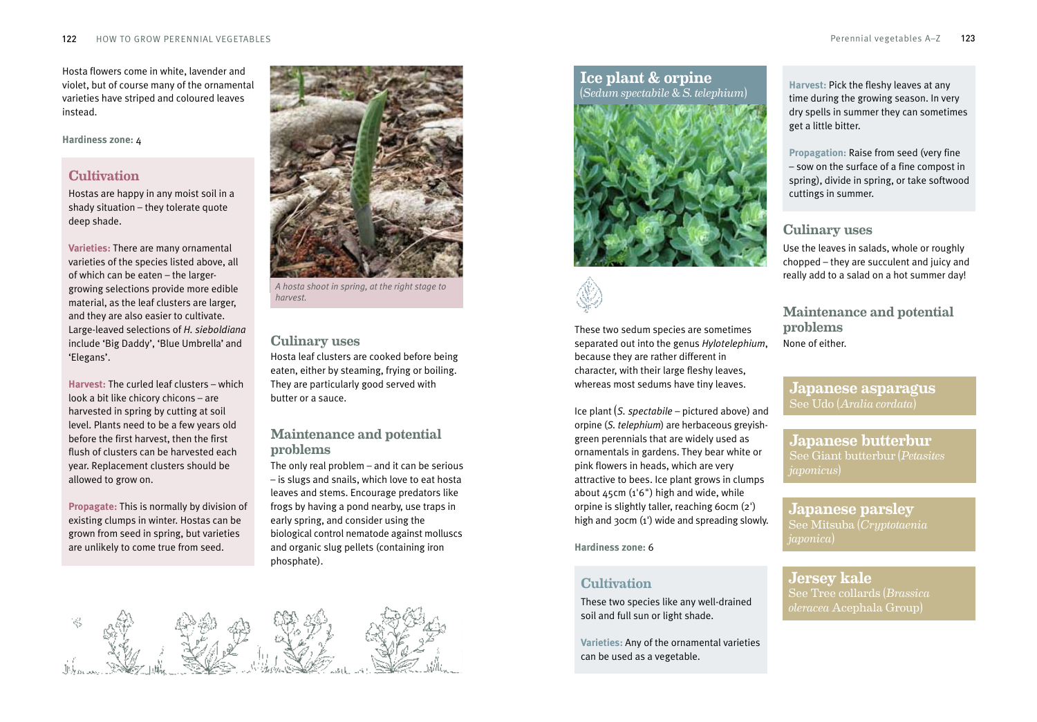Hosta flowers come in white, lavender and violet, but of course many of the ornamental varieties have striped and coloured leaves instead.

**Hardiness zone:** 4

## Cultivation

Hostas are happy in any moist soil in a shady situation – they tolerate quote deep shade.

**Varieties:** There are many ornamental varieties of the species listed above, all of which can be eaten – the larger-growing selections provide more edible material, as the leaf clusters are larger, and they are also easier to cultivate. Large-leaved selections of *H. sieboldiana* include 'Big Daddy', 'Blue Umbrella' and 'Elegans'.

**Harvest:** The curled leaf clusters – which look a bit like chicory chicons – are harvested in spring by cutting at soil level. Plants need to be a few years old before the first harvest, then the first flush of clusters can be harvested each year. Replacement clusters should be allowed to grow on.

**Propagate:** This is normally by division of existing clumps in winter. Hostas can be grown from seed in spring, but varieties are unlikely to come true from seed.

*A hosta shoot in spring, at the right stage to harvest.*

## Culinary uses

Hosta leaf clusters are cooked before being eaten, either by steaming, frying or boiling. They are particularly good served with butter or a sauce.

## Maintenance and potential problems

The only real problem – and it can be serious – is slugs and snails, which love to eat hosta leaves and stems. Encourage predators like frogs by having a pond nearby, use traps in early spring, and consider using the biological control nematode against molluscs and organic slug pellets (containing iron phosphate).

# Ice plant & orpine
(*Sedum spectabile* & *S. telephium*)

These two sedum species are sometimes separated out into the genus *Hylotelephium*, because they are rather different in character, with their large fleshy leaves, whereas most sedums have tiny leaves.

Ice plant (*S. spectabile* – pictured above) and orpine (*S. telephium*) are herbaceous greyish-green perennials that are widely used as ornamentals in gardens. They bear white or pink flowers in heads, which are very attractive to bees. Ice plant grows in clumps about 45cm (1'6") high and wide, while orpine is slightly taller, reaching 60cm (2') high and 30cm (1') wide and spreading slowly.

**Hardiness zone:** 6

## Cultivation

These two species like any well-drained soil and full sun or light shade.

**Varieties:** Any of the ornamental varieties can be used as a vegetable.

**Harvest:** Pick the fleshy leaves at any time during the growing season. In very dry spells in summer they can sometimes get a little bitter.

**Propagation:** Raise from seed (very fine – sow on the surface of a fine compost in spring), divide in spring, or take softwood cuttings in summer.

## Culinary uses

Use the leaves in salads, whole or roughly chopped – they are succulent and juicy and really add to a salad on a hot summer day!

## Maintenance and potential problems

None of either.

# Japanese asparagus
See Udo (*Aralia cordata*)

# Japanese butterbur
See Giant butterbur (*Petasites japonicus*)

# Japanese parsley
See Mitsuba (*Cryptotaenia japonica*)

# Jersey kale
See Tree collards (*Brassica oleracea* Acephala Group)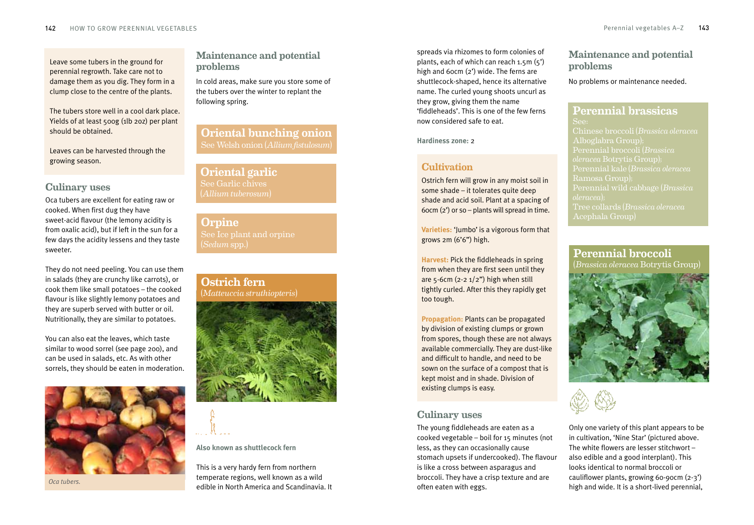Leave some tubers in the ground for perennial regrowth. Take care not to damage them as you dig. They form in a clump close to the centre of the plants.

The tubers store well in a cool dark place. Yields of at least 500g (1lb 2oz) per plant should be obtained.

Leaves can be harvested through the growing season.

### Culinary uses

Oca tubers are excellent for eating raw or cooked. When first dug they have sweet-acid flavour (the lemony acidity is from oxalic acid), but if left in the sun for a few days the acidity lessens and they taste sweeter.

They do not need peeling. You can use them in salads (they are crunchy like carrots), or cook them like small potatoes – the cooked flavour is like slightly lemony potatoes and they are superb served with butter or oil. Nutritionally, they are similar to potatoes.

You can also eat the leaves, which taste similar to wood sorrel (see page 200), and can be used in salads, etc. As with other sorrels, they should be eaten in moderation.

*Oca tubers.*

### Maintenance and potential problems

In cold areas, make sure you store some of the tubers over the winter to replant the following spring.

## Oriental bunching onion

See Welsh onion (*Allium fistulosum*)

## Oriental garlic

See Garlic chives (*Allium tuberosum*)

## Orpine

See Ice plant and orpine (*Sedum* spp.)

## Ostrich fern

(*Matteuccia struthiopteris*)

**Also known as shuttlecock fern**

This is a very hardy fern from northern temperate regions, well known as a wild edible in North America and Scandinavia. It spreads via rhizomes to form colonies of plants, each of which can reach 1.5m (5') high and 60cm (2') wide. The ferns are shuttlecock-shaped, hence its alternative name. The curled young shoots uncurl as they grow, giving them the name 'fiddleheads'. This is one of the few ferns now considered safe to eat.

**Hardiness zone:** 2

### Cultivation

Ostrich fern will grow in any moist soil in some shade – it tolerates quite deep shade and acid soil. Plant at a spacing of 60cm (2') or so – plants will spread in time.

**Varieties:** 'Jumbo' is a vigorous form that grows 2m (6'6") high.

**Harvest:** Pick the fiddleheads in spring from when they are first seen until they are 5-6cm (2-2 1/2") high when still tightly curled. After this they rapidly get too tough.

**Propagation:** Plants can be propagated by division of existing clumps or grown from spores, though these are not always available commercially. They are dust-like and difficult to handle, and need to be sown on the surface of a compost that is kept moist and in shade. Division of existing clumps is easy.

### Culinary uses

The young fiddleheads are eaten as a cooked vegetable – boil for 15 minutes (not less, as they can occasionally cause stomach upsets if undercooked). The flavour is like a cross between asparagus and broccoli. They have a crisp texture and are often eaten with eggs.

### Maintenance and potential problems

No problems or maintenance needed.

## Perennial brassicas

See:
Chinese broccoli (*Brassica oleracea* Alboglabra Group);
Perennial broccoli (*Brassica oleracea* Botrytis Group);
Perennial kale (*Brassica oleracea* Ramosa Group);
Perennial wild cabbage (*Brassica oleracea*);
Tree collards (*Brassica oleracea* Acephala Group)

## Perennial broccoli

(*Brassica oleracea* Botrytis Group)

Only one variety of this plant appears to be in cultivation, 'Nine Star' (pictured above. The white flowers are lesser stitchwort – also edible and a good interplant). This looks identical to normal broccoli or cauliflower plants, growing 60-90cm (2-3') high and wide. It is a short-lived perennial,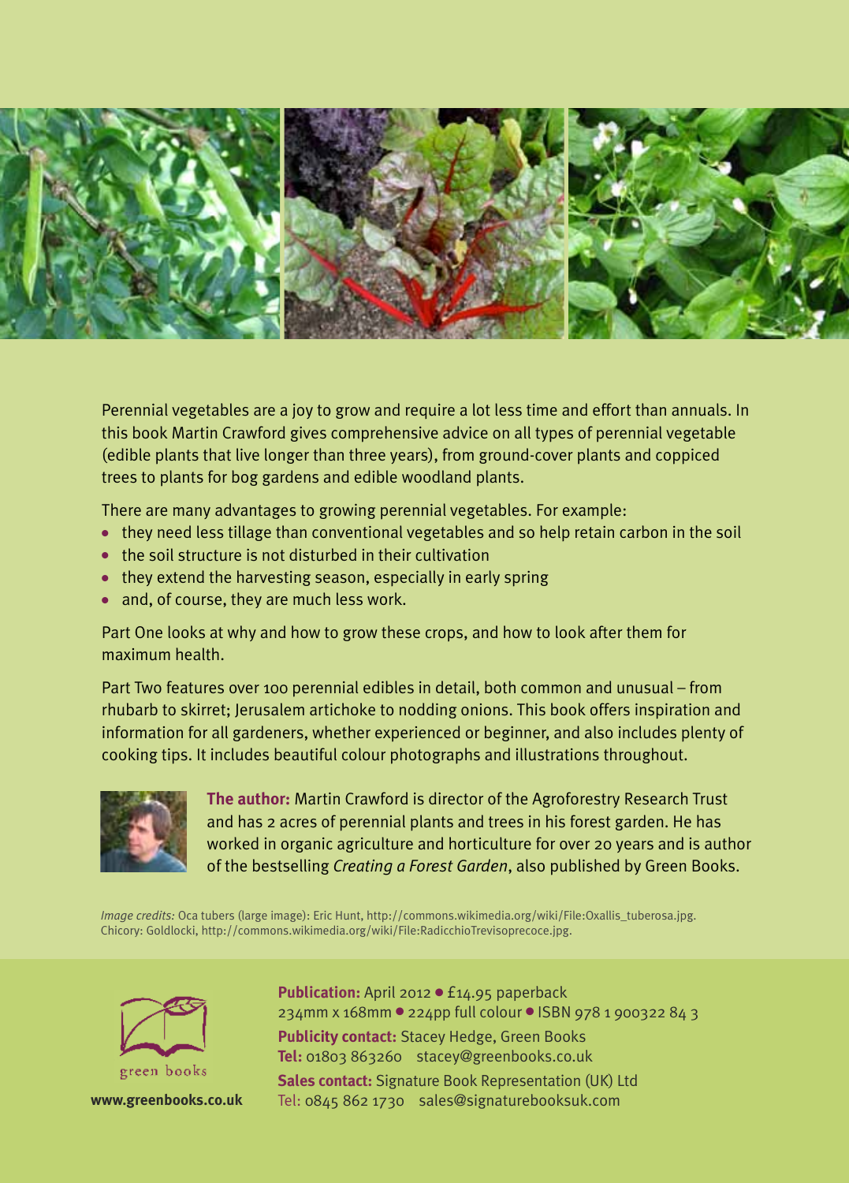Perennial vegetables are a joy to grow and require a lot less time and effort than annuals. In this book Martin Crawford gives comprehensive advice on all types of perennial vegetable (edible plants that live longer than three years), from ground-cover plants and coppiced trees to plants for bog gardens and edible woodland plants.

There are many advantages to growing perennial vegetables. For example:

- they need less tillage than conventional vegetables and so help retain carbon in the soil
- the soil structure is not disturbed in their cultivation
- they extend the harvesting season, especially in early spring
- and, of course, they are much less work.

Part One looks at why and how to grow these crops, and how to look after them for maximum health.

Part Two features over 100 perennial edibles in detail, both common and unusual – from rhubarb to skirret; Jerusalem artichoke to nodding onions. This book offers inspiration and information for all gardeners, whether experienced or beginner, and also includes plenty of cooking tips. It includes beautiful colour photographs and illustrations throughout.

**The author:** Martin Crawford is director of the Agroforestry Research Trust and has 2 acres of perennial plants and trees in his forest garden. He has worked in organic agriculture and horticulture for over 20 years and is author of the bestselling *Creating a Forest Garden*, also published by Green Books.

*Image credits:* Oca tubers (large image): Eric Hunt, http://commons.wikimedia.org/wiki/File:Oxallis_tuberosa.jpg. Chicory: Goldlocki, http://commons.wikimedia.org/wiki/File:RadicchioTrevisoprecoce.jpg.

green books

**www.greenbooks.co.uk**

**Publication:** April 2012 • £14.95 paperback
234mm x 168mm • 224pp full colour • ISBN 978 1 900322 84 3

**Publicity contact:** Stacey Hedge, Green Books
**Tel:** 01803 863260 stacey@greenbooks.co.uk

**Sales contact:** Signature Book Representation (UK) Ltd
Tel: 0845 862 1730 sales@signaturebooksuk.com